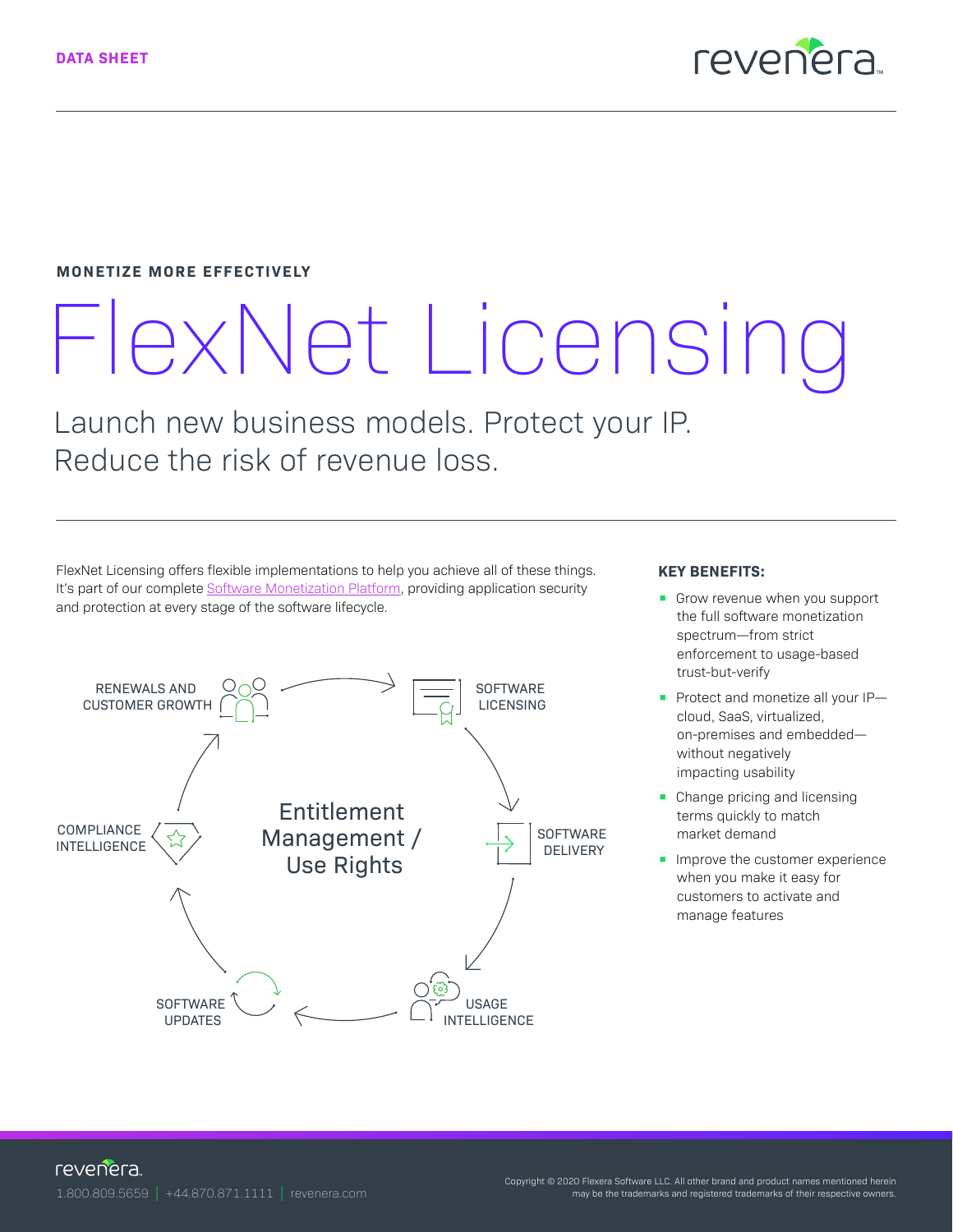DATA SHEET

MONETIZE MORE EFFECTIVELY

# FlexNet Licensing

Launch new business models. Protect your IP. Reduce the risk of revenue loss.

FlexNet Licensing offers flexible implementations to help you achieve all of these things. It's part of our complete Software Monetization Platform, providing application security and protection at every stage of the software lifecycle.

RENEWALS AND CUSTOMER GROWTH

SOFTWARE LICENSING

SOFTWARE DELIVERY

USAGE INTELLIGENCE

SOFTWARE UPDATES

COMPLIANCE INTELLIGENCE

Entitlement Management / Use Rights

**KEY BENEFITS:**

- Grow revenue when you support the full software monetization spectrum—from strict enforcement to usage-based trust-but-verify
- Protect and monetize all your IP—cloud, SaaS, virtualized, on-premises and embedded—without negatively impacting usability
- Change pricing and licensing terms quickly to match market demand
- Improve the customer experience when you make it easy for customers to activate and manage features

1.800.809.5659 | +44.870.871.1111 | revenera.com

Copyright © 2020 Flexera Software LLC. All other brand and product names mentioned herein may be the trademarks and registered trademarks of their respective owners.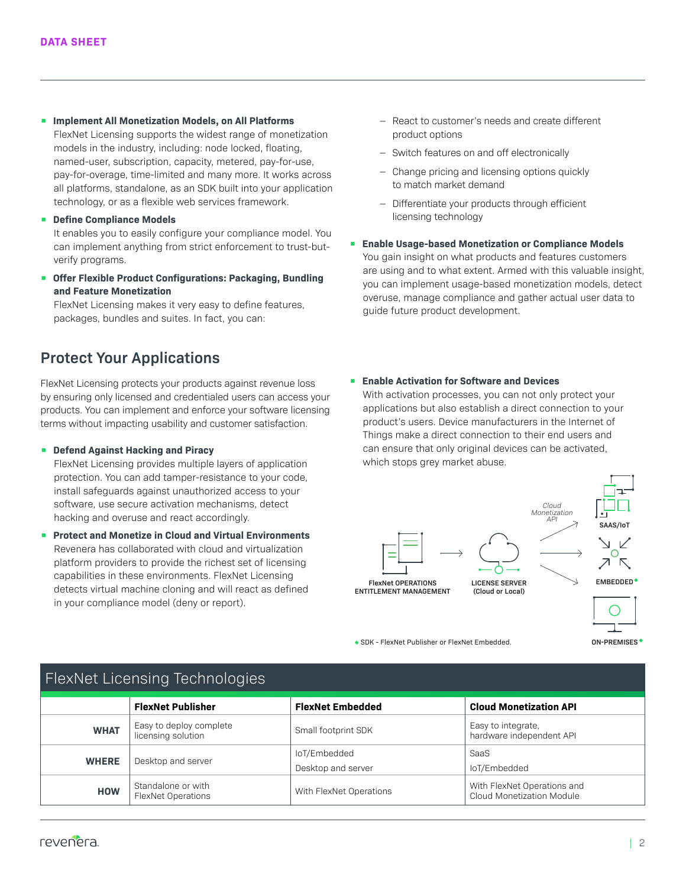- **Implement All Monetization Models, on All Platforms**
  FlexNet Licensing supports the widest range of monetization models in the industry, including: node locked, floating, named-user, subscription, capacity, metered, pay-for-use, pay-for-overage, time-limited and many more. It works across all platforms, standalone, as an SDK built into your application technology, or as a flexible web services framework.
- **Define Compliance Models**
  It enables you to easily configure your compliance model. You can implement anything from strict enforcement to trust-but-verify programs.
- **Offer Flexible Product Configurations: Packaging, Bundling and Feature Monetization**
  FlexNet Licensing makes it very easy to define features, packages, bundles and suites. In fact, you can:
  - React to customer's needs and create different product options
  - Switch features on and off electronically
  - Change pricing and licensing options quickly to match market demand
  - Differentiate your products through efficient licensing technology
- **Enable Usage-based Monetization or Compliance Models**
  You gain insight on what products and features customers are using and to what extent. Armed with this valuable insight, you can implement usage-based monetization models, detect overuse, manage compliance and gather actual user data to guide future product development.

## Protect Your Applications

FlexNet Licensing protects your products against revenue loss by ensuring only licensed and credentialed users can access your products. You can implement and enforce your software licensing terms without impacting usability and customer satisfaction.

- **Defend Against Hacking and Piracy**
  FlexNet Licensing provides multiple layers of application protection. You can add tamper-resistance to your code, install safeguards against unauthorized access to your software, use secure activation mechanisms, detect hacking and overuse and react accordingly.
- **Protect and Monetize in Cloud and Virtual Environments**
  Revenera has collaborated with cloud and virtualization platform providers to provide the richest set of licensing capabilities in these environments. FlexNet Licensing detects virtual machine cloning and will react as defined in your compliance model (deny or report).
- **Enable Activation for Software and Devices**
  With activation processes, you can not only protect your applications but also establish a direct connection to your product's users. Device manufacturers in the Internet of Things make a direct connection to their end users and can ensure that only original devices can be activated, which stops grey market abuse.

FlexNet OPERATIONS ENTITLEMENT MANAGEMENT → LICENSE SERVER (Cloud or Local) → Cloud Monetization API → SAAS/IoT; EMBEDDED◆; ON-PREMISES◆

◆ SDK - FlexNet Publisher or FlexNet Embedded.

## FlexNet Licensing Technologies

| | FlexNet Publisher | FlexNet Embedded | Cloud Monetization API |
|---|---|---|---|
| **WHAT** | Easy to deploy complete licensing solution | Small footprint SDK | Easy to integrate, hardware independent API |
| **WHERE** | Desktop and server | IoT/Embedded<br>Desktop and server | SaaS<br>IoT/Embedded |
| **HOW** | Standalone or with FlexNet Operations | With FlexNet Operations | With FlexNet Operations and Cloud Monetization Module |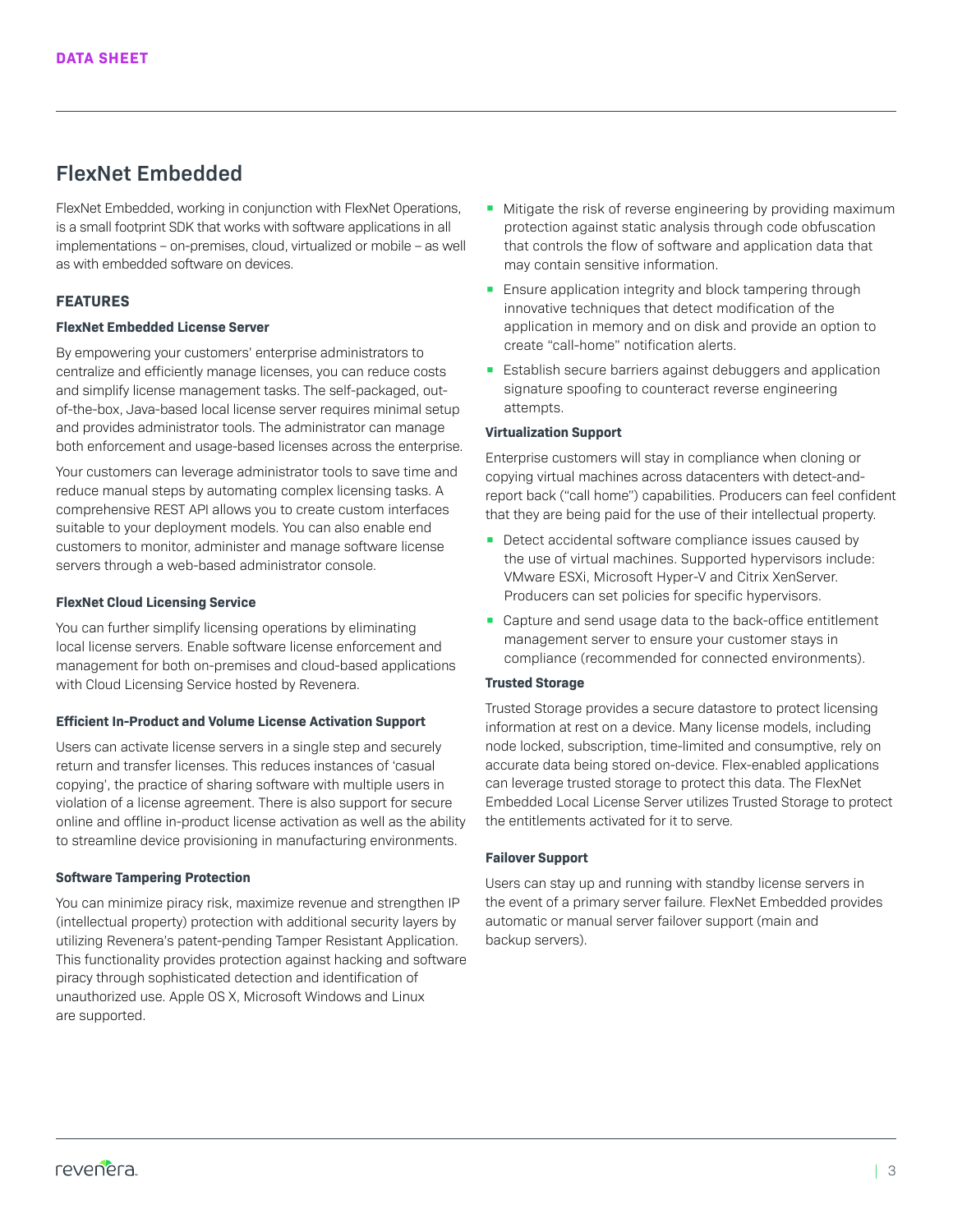# FlexNet Embedded

FlexNet Embedded, working in conjunction with FlexNet Operations, is a small footprint SDK that works with software applications in all implementations – on-premises, cloud, virtualized or mobile – as well as with embedded software on devices.

## FEATURES

### FlexNet Embedded License Server

By empowering your customers' enterprise administrators to centralize and efficiently manage licenses, you can reduce costs and simplify license management tasks. The self-packaged, out-of-the-box, Java-based local license server requires minimal setup and provides administrator tools. The administrator can manage both enforcement and usage-based licenses across the enterprise.

Your customers can leverage administrator tools to save time and reduce manual steps by automating complex licensing tasks. A comprehensive REST API allows you to create custom interfaces suitable to your deployment models. You can also enable end customers to monitor, administer and manage software license servers through a web-based administrator console.

### FlexNet Cloud Licensing Service

You can further simplify licensing operations by eliminating local license servers. Enable software license enforcement and management for both on-premises and cloud-based applications with Cloud Licensing Service hosted by Revenera.

### Efficient In-Product and Volume License Activation Support

Users can activate license servers in a single step and securely return and transfer licenses. This reduces instances of 'casual copying', the practice of sharing software with multiple users in violation of a license agreement. There is also support for secure online and offline in-product license activation as well as the ability to streamline device provisioning in manufacturing environments.

### Software Tampering Protection

You can minimize piracy risk, maximize revenue and strengthen IP (intellectual property) protection with additional security layers by utilizing Revenera's patent-pending Tamper Resistant Application. This functionality provides protection against hacking and software piracy through sophisticated detection and identification of unauthorized use. Apple OS X, Microsoft Windows and Linux are supported.

- Mitigate the risk of reverse engineering by providing maximum protection against static analysis through code obfuscation that controls the flow of software and application data that may contain sensitive information.
- Ensure application integrity and block tampering through innovative techniques that detect modification of the application in memory and on disk and provide an option to create "call-home" notification alerts.
- Establish secure barriers against debuggers and application signature spoofing to counteract reverse engineering attempts.

### Virtualization Support

Enterprise customers will stay in compliance when cloning or copying virtual machines across datacenters with detect-and-report back ("call home") capabilities. Producers can feel confident that they are being paid for the use of their intellectual property.

- Detect accidental software compliance issues caused by the use of virtual machines. Supported hypervisors include: VMware ESXi, Microsoft Hyper-V and Citrix XenServer. Producers can set policies for specific hypervisors.
- Capture and send usage data to the back-office entitlement management server to ensure your customer stays in compliance (recommended for connected environments).

### Trusted Storage

Trusted Storage provides a secure datastore to protect licensing information at rest on a device. Many license models, including node locked, subscription, time-limited and consumptive, rely on accurate data being stored on-device. Flex-enabled applications can leverage trusted storage to protect this data. The FlexNet Embedded Local License Server utilizes Trusted Storage to protect the entitlements activated for it to serve.

### Failover Support

Users can stay up and running with standby license servers in the event of a primary server failure. FlexNet Embedded provides automatic or manual server failover support (main and backup servers).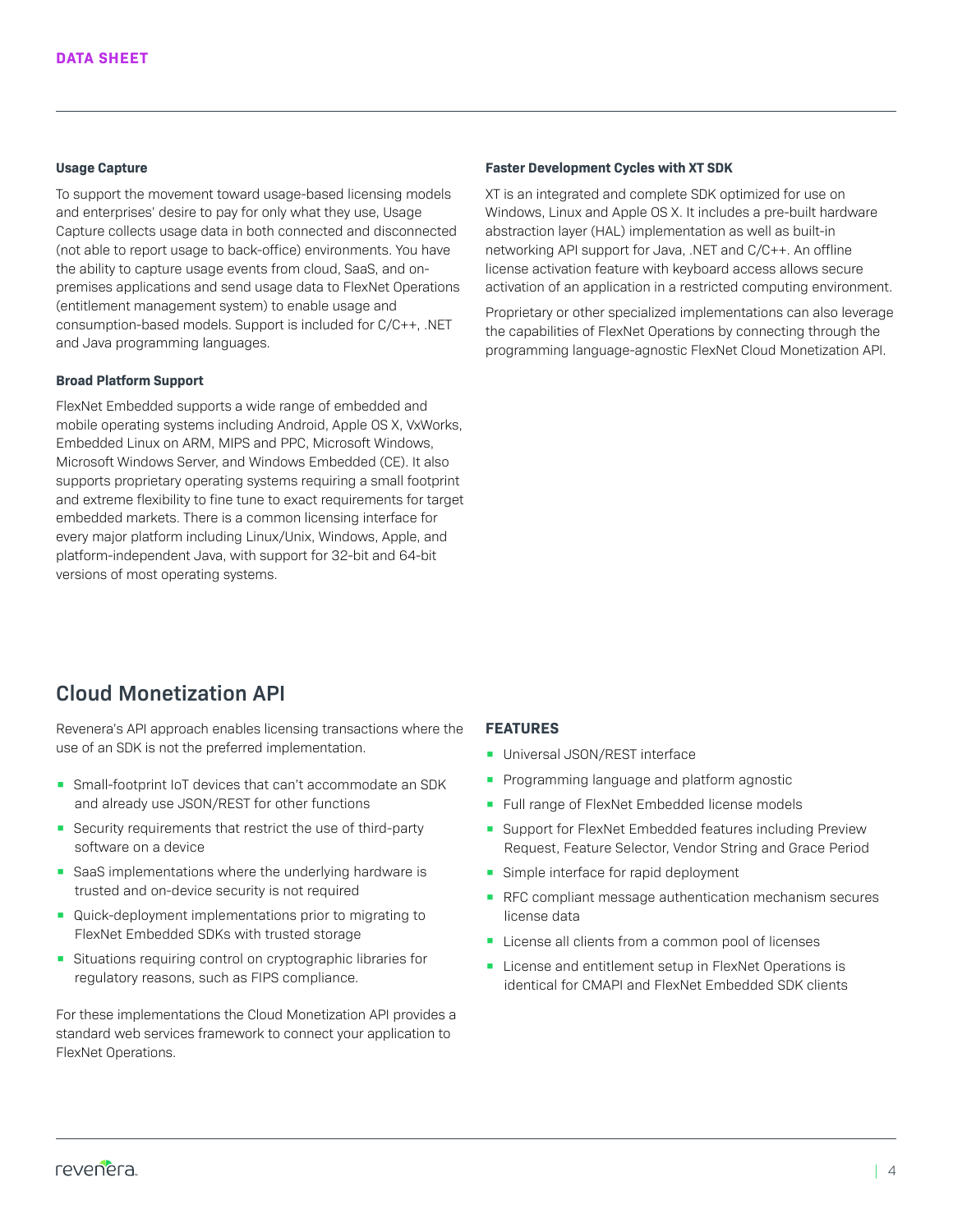### Usage Capture

To support the movement toward usage-based licensing models and enterprises' desire to pay for only what they use, Usage Capture collects usage data in both connected and disconnected (not able to report usage to back-office) environments. You have the ability to capture usage events from cloud, SaaS, and on-premises applications and send usage data to FlexNet Operations (entitlement management system) to enable usage and consumption-based models. Support is included for C/C++, .NET and Java programming languages.

### Broad Platform Support

FlexNet Embedded supports a wide range of embedded and mobile operating systems including Android, Apple OS X, VxWorks, Embedded Linux on ARM, MIPS and PPC, Microsoft Windows, Microsoft Windows Server, and Windows Embedded (CE). It also supports proprietary operating systems requiring a small footprint and extreme flexibility to fine tune to exact requirements for target embedded markets. There is a common licensing interface for every major platform including Linux/Unix, Windows, Apple, and platform-independent Java, with support for 32-bit and 64-bit versions of most operating systems.

### Faster Development Cycles with XT SDK

XT is an integrated and complete SDK optimized for use on Windows, Linux and Apple OS X. It includes a pre-built hardware abstraction layer (HAL) implementation as well as built-in networking API support for Java, .NET and C/C++. An offline license activation feature with keyboard access allows secure activation of an application in a restricted computing environment.

Proprietary or other specialized implementations can also leverage the capabilities of FlexNet Operations by connecting through the programming language-agnostic FlexNet Cloud Monetization API.

## Cloud Monetization API

Revenera's API approach enables licensing transactions where the use of an SDK is not the preferred implementation.

- Small-footprint IoT devices that can't accommodate an SDK and already use JSON/REST for other functions
- Security requirements that restrict the use of third-party software on a device
- SaaS implementations where the underlying hardware is trusted and on-device security is not required
- Quick-deployment implementations prior to migrating to FlexNet Embedded SDKs with trusted storage
- Situations requiring control on cryptographic libraries for regulatory reasons, such as FIPS compliance.

For these implementations the Cloud Monetization API provides a standard web services framework to connect your application to FlexNet Operations.

### FEATURES

- Universal JSON/REST interface
- Programming language and platform agnostic
- Full range of FlexNet Embedded license models
- Support for FlexNet Embedded features including Preview Request, Feature Selector, Vendor String and Grace Period
- Simple interface for rapid deployment
- RFC compliant message authentication mechanism secures license data
- License all clients from a common pool of licenses
- License and entitlement setup in FlexNet Operations is identical for CMAPI and FlexNet Embedded SDK clients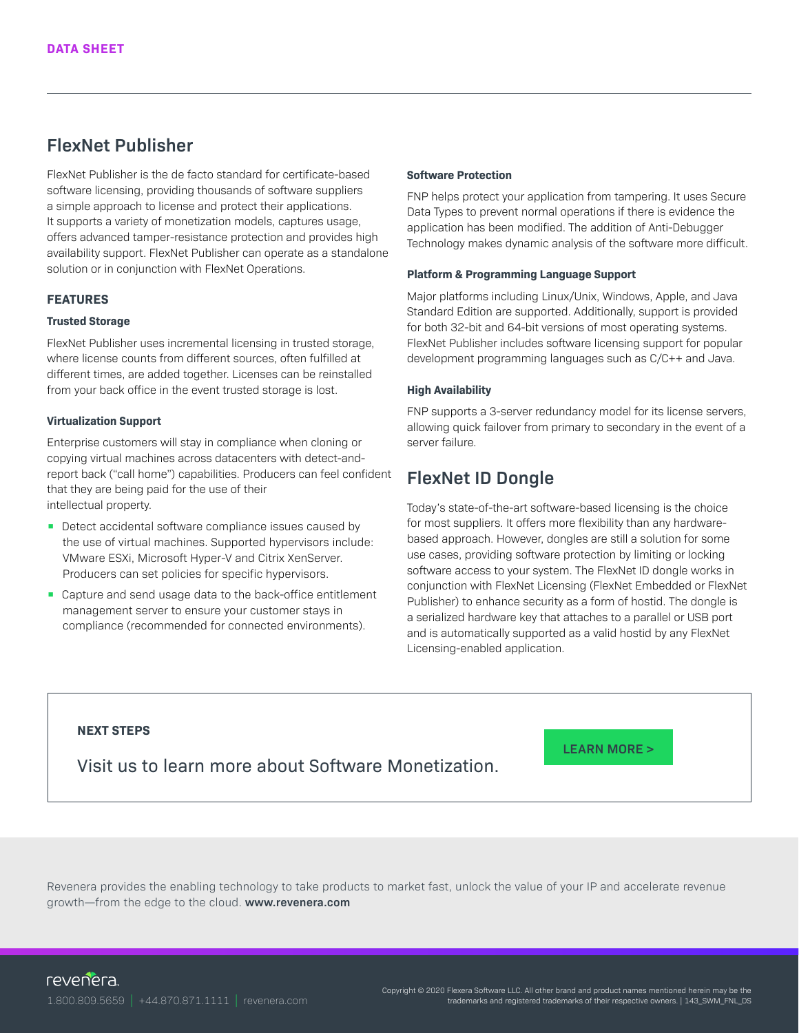## FlexNet Publisher

FlexNet Publisher is the de facto standard for certificate-based software licensing, providing thousands of software suppliers a simple approach to license and protect their applications. It supports a variety of monetization models, captures usage, offers advanced tamper-resistance protection and provides high availability support. FlexNet Publisher can operate as a standalone solution or in conjunction with FlexNet Operations.

### FEATURES

#### Trusted Storage

FlexNet Publisher uses incremental licensing in trusted storage, where license counts from different sources, often fulfilled at different times, are added together. Licenses can be reinstalled from your back office in the event trusted storage is lost.

#### Virtualization Support

Enterprise customers will stay in compliance when cloning or copying virtual machines across datacenters with detect-and-report back ("call home") capabilities. Producers can feel confident that they are being paid for the use of their intellectual property.

- Detect accidental software compliance issues caused by the use of virtual machines. Supported hypervisors include: VMware ESXi, Microsoft Hyper-V and Citrix XenServer. Producers can set policies for specific hypervisors.
- Capture and send usage data to the back-office entitlement management server to ensure your customer stays in compliance (recommended for connected environments).

#### Software Protection

FNP helps protect your application from tampering. It uses Secure Data Types to prevent normal operations if there is evidence the application has been modified. The addition of Anti-Debugger Technology makes dynamic analysis of the software more difficult.

#### Platform & Programming Language Support

Major platforms including Linux/Unix, Windows, Apple, and Java Standard Edition are supported. Additionally, support is provided for both 32-bit and 64-bit versions of most operating systems. FlexNet Publisher includes software licensing support for popular development programming languages such as C/C++ and Java.

#### High Availability

FNP supports a 3-server redundancy model for its license servers, allowing quick failover from primary to secondary in the event of a server failure.

## FlexNet ID Dongle

Today's state-of-the-art software-based licensing is the choice for most suppliers. It offers more flexibility than any hardware-based approach. However, dongles are still a solution for some use cases, providing software protection by limiting or locking software access to your system. The FlexNet ID dongle works in conjunction with FlexNet Licensing (FlexNet Embedded or FlexNet Publisher) to enhance security as a form of hostid. The dongle is a serialized hardware key that attaches to a parallel or USB port and is automatically supported as a valid hostid by any FlexNet Licensing-enabled application.

**NEXT STEPS**

Visit us to learn more about Software Monetization.

LEARN MORE >

Revenera provides the enabling technology to take products to market fast, unlock the value of your IP and accelerate revenue growth—from the edge to the cloud. **www.revenera.com**

revenera.

1.800.809.5659 | +44.870.871.1111 | revenera.com

Copyright © 2020 Flexera Software LLC. All other brand and product names mentioned herein may be the trademarks and registered trademarks of their respective owners. | 143_SWM_FNL_DS